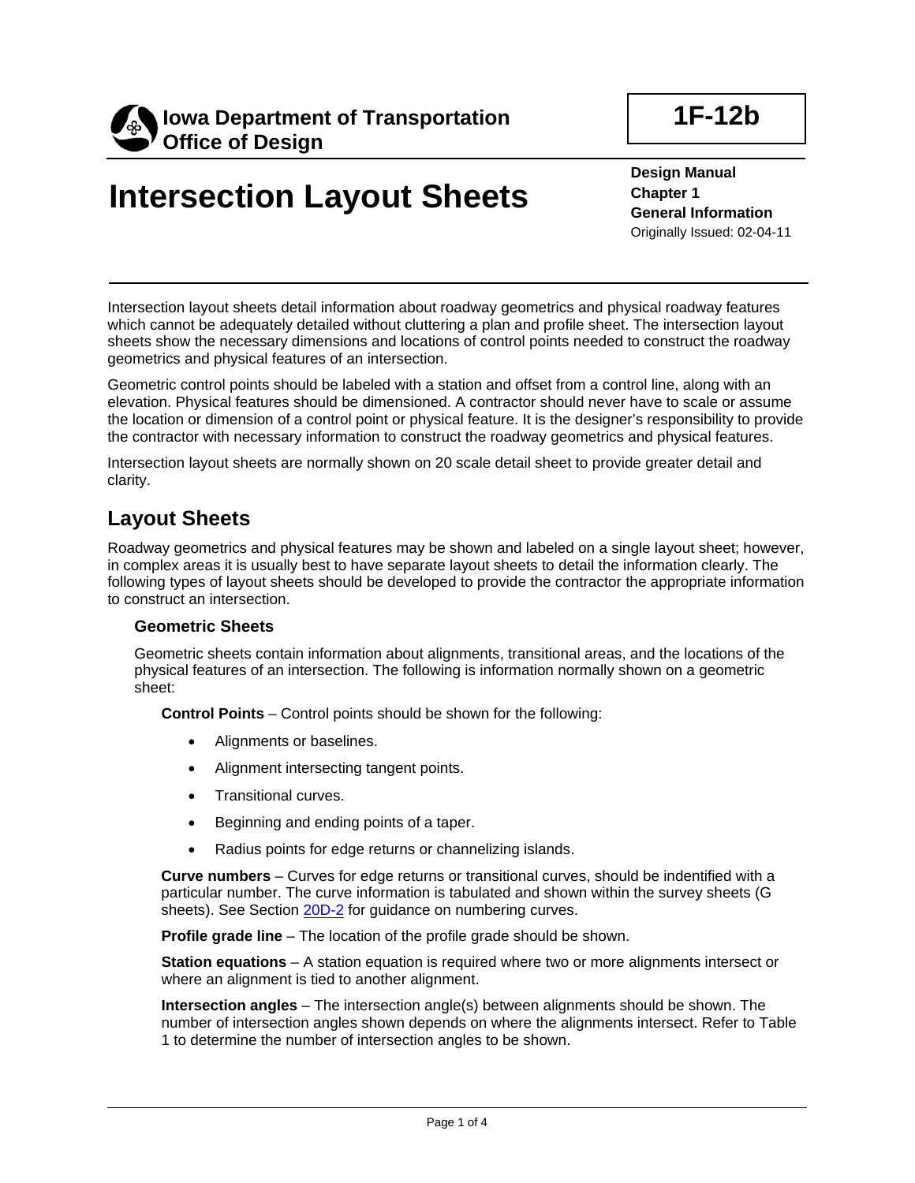Iowa Department of Transportation
Office of Design

**1F-12b**

# Intersection Layout Sheets

**Design Manual**
**Chapter 1**
**General Information**
Originally Issued: 02-04-11

Intersection layout sheets detail information about roadway geometrics and physical roadway features which cannot be adequately detailed without cluttering a plan and profile sheet. The intersection layout sheets show the necessary dimensions and locations of control points needed to construct the roadway geometrics and physical features of an intersection.

Geometric control points should be labeled with a station and offset from a control line, along with an elevation. Physical features should be dimensioned. A contractor should never have to scale or assume the location or dimension of a control point or physical feature. It is the designer's responsibility to provide the contractor with necessary information to construct the roadway geometrics and physical features.

Intersection layout sheets are normally shown on 20 scale detail sheet to provide greater detail and clarity.

## Layout Sheets

Roadway geometrics and physical features may be shown and labeled on a single layout sheet; however, in complex areas it is usually best to have separate layout sheets to detail the information clearly. The following types of layout sheets should be developed to provide the contractor the appropriate information to construct an intersection.

### Geometric Sheets

Geometric sheets contain information about alignments, transitional areas, and the locations of the physical features of an intersection. The following is information normally shown on a geometric sheet:

**Control Points** – Control points should be shown for the following:

- Alignments or baselines.
- Alignment intersecting tangent points.
- Transitional curves.
- Beginning and ending points of a taper.
- Radius points for edge returns or channelizing islands.

**Curve numbers** – Curves for edge returns or transitional curves, should be indentified with a particular number. The curve information is tabulated and shown within the survey sheets (G sheets). See Section 20D-2 for guidance on numbering curves.

**Profile grade line** – The location of the profile grade should be shown.

**Station equations** – A station equation is required where two or more alignments intersect or where an alignment is tied to another alignment.

**Intersection angles** – The intersection angle(s) between alignments should be shown. The number of intersection angles shown depends on where the alignments intersect. Refer to Table 1 to determine the number of intersection angles to be shown.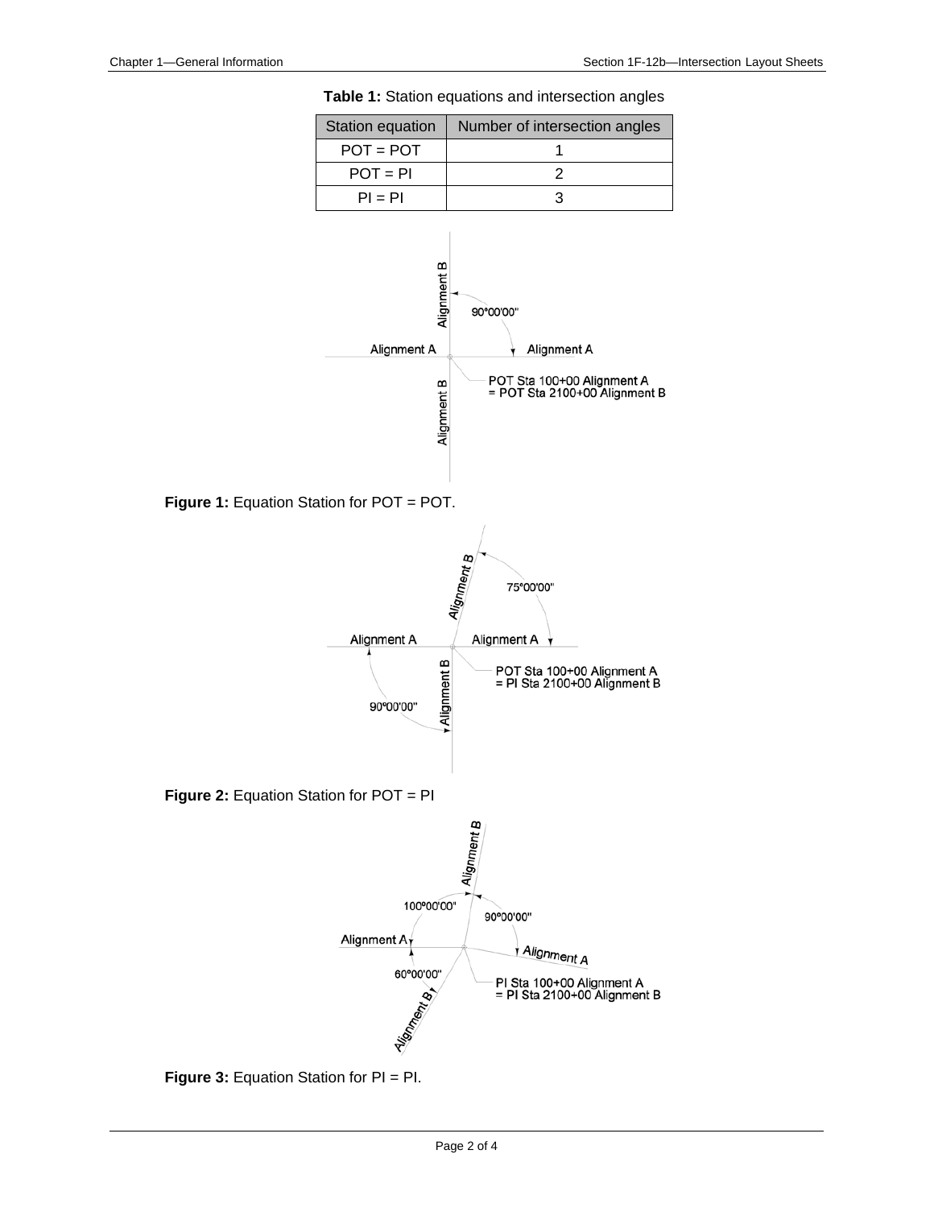**Table 1:** Station equations and intersection angles

| Station equation | Number of intersection angles |
|---|---|
| POT = POT | 1 |
| POT = PI | 2 |
| PI = PI | 3 |

**Figure 1:** Equation Station for POT = POT.

**Figure 2:** Equation Station for POT = PI

**Figure 3:** Equation Station for PI = PI.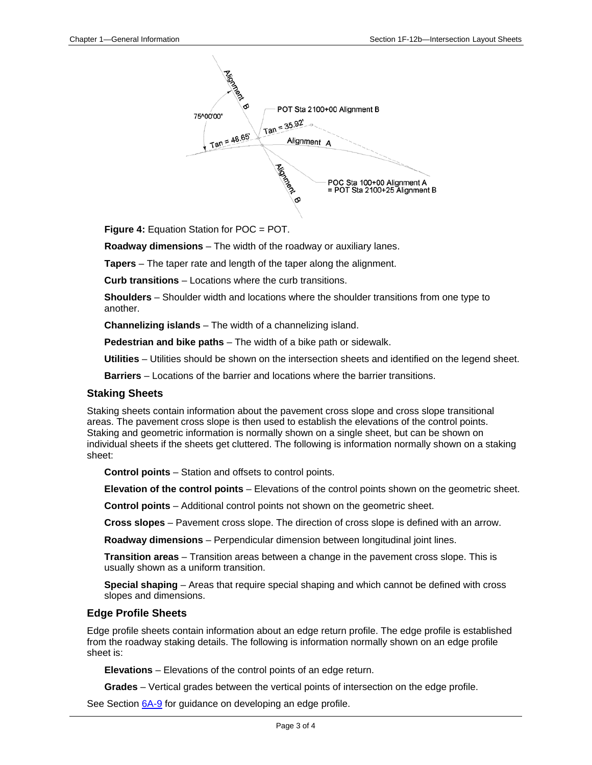**Figure 4:** Equation Station for POC = POT.

**Roadway dimensions** – The width of the roadway or auxiliary lanes.

**Tapers** – The taper rate and length of the taper along the alignment.

**Curb transitions** – Locations where the curb transitions.

**Shoulders** – Shoulder width and locations where the shoulder transitions from one type to another.

**Channelizing islands** – The width of a channelizing island.

**Pedestrian and bike paths** – The width of a bike path or sidewalk.

**Utilities** – Utilities should be shown on the intersection sheets and identified on the legend sheet.

**Barriers** – Locations of the barrier and locations where the barrier transitions.

### Staking Sheets

Staking sheets contain information about the pavement cross slope and cross slope transitional areas. The pavement cross slope is then used to establish the elevations of the control points. Staking and geometric information is normally shown on a single sheet, but can be shown on individual sheets if the sheets get cluttered. The following is information normally shown on a staking sheet:

**Control points** – Station and offsets to control points.

**Elevation of the control points** – Elevations of the control points shown on the geometric sheet.

**Control points** – Additional control points not shown on the geometric sheet.

**Cross slopes** – Pavement cross slope. The direction of cross slope is defined with an arrow.

**Roadway dimensions** – Perpendicular dimension between longitudinal joint lines.

**Transition areas** – Transition areas between a change in the pavement cross slope. This is usually shown as a uniform transition.

**Special shaping** – Areas that require special shaping and which cannot be defined with cross slopes and dimensions.

### Edge Profile Sheets

Edge profile sheets contain information about an edge return profile. The edge profile is established from the roadway staking details. The following is information normally shown on an edge profile sheet is:

**Elevations** – Elevations of the control points of an edge return.

**Grades** – Vertical grades between the vertical points of intersection on the edge profile.

See Section 6A-9 for guidance on developing an edge profile.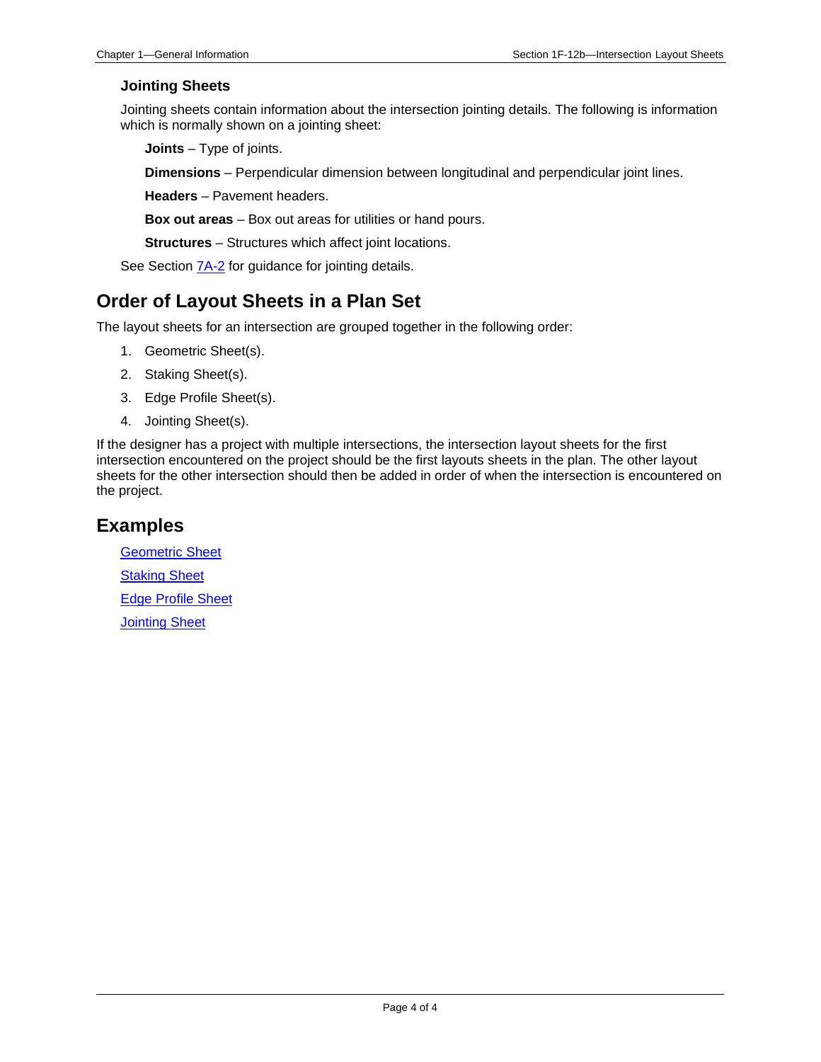### Jointing Sheets

Jointing sheets contain information about the intersection jointing details. The following is information which is normally shown on a jointing sheet:

**Joints** – Type of joints.

**Dimensions** – Perpendicular dimension between longitudinal and perpendicular joint lines.

**Headers** – Pavement headers.

**Box out areas** – Box out areas for utilities or hand pours.

**Structures** – Structures which affect joint locations.

See Section 7A-2 for guidance for jointing details.

## Order of Layout Sheets in a Plan Set

The layout sheets for an intersection are grouped together in the following order:

1. Geometric Sheet(s).
2. Staking Sheet(s).
3. Edge Profile Sheet(s).
4. Jointing Sheet(s).

If the designer has a project with multiple intersections, the intersection layout sheets for the first intersection encountered on the project should be the first layouts sheets in the plan. The other layout sheets for the other intersection should then be added in order of when the intersection is encountered on the project.

## Examples

Geometric Sheet

Staking Sheet

Edge Profile Sheet

Jointing Sheet